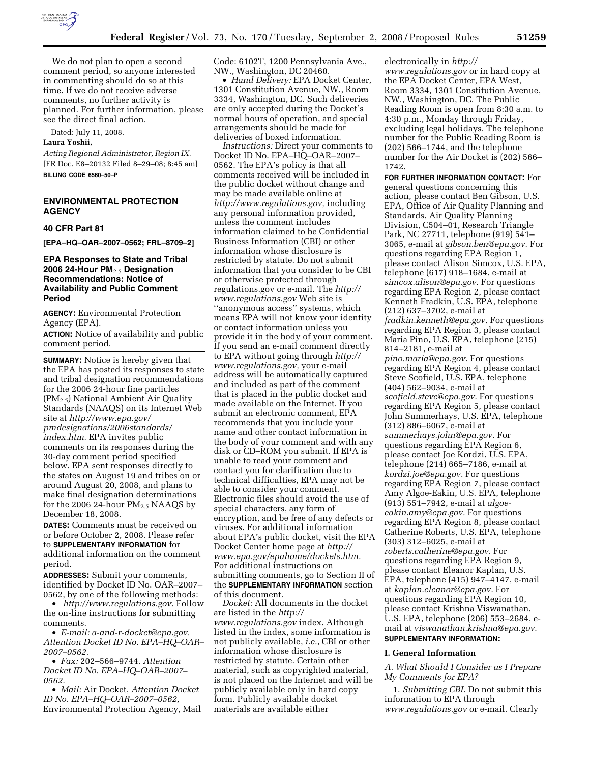We do not plan to open a second comment period, so anyone interested in commenting should do so at this time. If we do not receive adverse comments, no further activity is planned. For further information, please see the direct final action.

Dated: July 11, 2008.

**Laura Yoshii,**

*Acting Regional Administrator, Region IX.*

[FR Doc. E8–20132 Filed 8–29–08; 8:45 am]

**BILLING CODE 6560–50–P**

## ENVIRONMENTAL PROTECTION AGENCY

### 40 CFR Part 81

**[EPA–HQ–OAR–2007–0562; FRL–8709–2]**

### EPA Responses to State and Tribal 2006 24-Hour $PM_{2.5}$ Designation Recommendations: Notice of Availability and Public Comment Period

**AGENCY:** Environmental Protection Agency (EPA).

**ACTION:** Notice of availability and public comment period.

**SUMMARY:** Notice is hereby given that the EPA has posted its responses to state and tribal designation recommendations for the 2006 24-hour fine particles ($PM_{2.5}$) National Ambient Air Quality Standards (NAAQS) on its Internet Web site at *http://www.epa.gov/pmdesignations/2006standards/index.htm.* EPA invites public comments on its responses during the 30-day comment period specified below. EPA sent responses directly to the states on August 19 and tribes on or around August 20, 2008, and plans to make final designation determinations for the 2006 24-hour $PM_{2.5}$ NAAQS by December 18, 2008.

**DATES:** Comments must be received on or before October 2, 2008. Please refer to **SUPPLEMENTARY INFORMATION** for additional information on the comment period.

**ADDRESSES:** Submit your comments, identified by Docket ID No. OAR–2007–0562, by one of the following methods:

- *http://www.regulations.gov.* Follow the on-line instructions for submitting comments.
- *E-mail: a-and-r-docket@epa.gov. Attention Docket ID No. EPA–HQ–OAR–2007–0562.*
- *Fax:* 202–566–9744. *Attention Docket ID No. EPA–HQ–OAR–2007–0562.*
- *Mail:* Air Docket, *Attention Docket ID No. EPA–HQ–OAR–2007–0562,* Environmental Protection Agency, Mail Code: 6102T, 1200 Pennsylvania Ave., NW., Washington, DC 20460.
- *Hand Delivery:* EPA Docket Center, 1301 Constitution Avenue, NW., Room 3334, Washington, DC. Such deliveries are only accepted during the Docket's normal hours of operation, and special arrangements should be made for deliveries of boxed information.

*Instructions:* Direct your comments to Docket ID No. EPA–HQ–OAR–2007–0562. The EPA's policy is that all comments received will be included in the public docket without change and may be made available online at *http://www.regulations.gov,* including any personal information provided, unless the comment includes information claimed to be Confidential Business Information (CBI) or other information whose disclosure is restricted by statute. Do not submit information that you consider to be CBI or otherwise protected through regulations.gov or e-mail. The *http://www.regulations.gov* Web site is ''anonymous access'' systems, which means EPA will not know your identity or contact information unless you provide it in the body of your comment. If you send an e-mail comment directly to EPA without going through *http://www.regulations.gov,* your e-mail address will be automatically captured and included as part of the comment that is placed in the public docket and made available on the Internet. If you submit an electronic comment, EPA recommends that you include your name and other contact information in the body of your comment and with any disk or CD–ROM you submit. If EPA is unable to read your comment and contact you for clarification due to technical difficulties, EPA may not be able to consider your comment. Electronic files should avoid the use of special characters, any form of encryption, and be free of any defects or viruses. For additional information about EPA's public docket, visit the EPA Docket Center home page at *http://www.epa.gov/epahome/dockets.htm.* For additional instructions on submitting comments, go to Section II of the **SUPPLEMENTARY INFORMATION** section of this document.

*Docket:* All documents in the docket are listed in the *http://www.regulations.gov* index. Although listed in the index, some information is not publicly available, *i.e.*, CBI or other information whose disclosure is restricted by statute. Certain other material, such as copyrighted material, is not placed on the Internet and will be publicly available only in hard copy form. Publicly available docket materials are available either electronically in *http://www.regulations.gov* or in hard copy at the EPA Docket Center, EPA West, Room 3334, 1301 Constitution Avenue, NW., Washington, DC. The Public Reading Room is open from 8:30 a.m. to 4:30 p.m., Monday through Friday, excluding legal holidays. The telephone number for the Public Reading Room is (202) 566–1744, and the telephone number for the Air Docket is (202) 566–1742.

**FOR FURTHER INFORMATION CONTACT:** For general questions concerning this action, please contact Ben Gibson, U.S. EPA, Office of Air Quality Planning and Standards, Air Quality Planning Division, C504–01, Research Triangle Park, NC 27711, telephone (919) 541–3065, e-mail at *gibson.ben@epa.gov.* For questions regarding EPA Region 1, please contact Alison Simcox, U.S. EPA, telephone (617) 918–1684, e-mail at *simcox.alison@epa.gov.* For questions regarding EPA Region 2, please contact Kenneth Fradkin, U.S. EPA, telephone (212) 637–3702, e-mail at *fradkin.kenneth@epa.gov.* For questions regarding EPA Region 3, please contact Maria Pino, U.S. EPA, telephone (215) 814–2181, e-mail at *pino.maria@epa.gov.* For questions regarding EPA Region 4, please contact Steve Scofield, U.S. EPA, telephone (404) 562–9034, e-mail at *scofield.steve@epa.gov.* For questions regarding EPA Region 5, please contact John Summerhays, U.S. EPA, telephone (312) 886–6067, e-mail at *summerhays.john@epa.gov.* For questions regarding EPA Region 6, please contact Joe Kordzi, U.S. EPA, telephone (214) 665–7186, e-mail at *kordzi.joe@epa.gov.* For questions regarding EPA Region 7, please contact Amy Algoe-Eakin, U.S. EPA, telephone (913) 551–7942, e-mail at *algoe-eakin.amy@epa.gov.* For questions regarding EPA Region 8, please contact Catherine Roberts, U.S. EPA, telephone (303) 312–6025, e-mail at *roberts.catherine@epa.gov.* For questions regarding EPA Region 9, please contact Eleanor Kaplan, U.S. EPA, telephone (415) 947–4147, e-mail at *kaplan.eleanor@epa.gov.* For questions regarding EPA Region 10, please contact Krishna Viswanathan, U.S. EPA, telephone (206) 553–2684, e-mail at *viswanathan.krishna@epa.gov.*

**SUPPLEMENTARY INFORMATION:**

#### I. General Information

*A. What Should I Consider as I Prepare My Comments for EPA?*

1. *Submitting CBI.* Do not submit this information to EPA through *www.regulations.gov* or e-mail. Clearly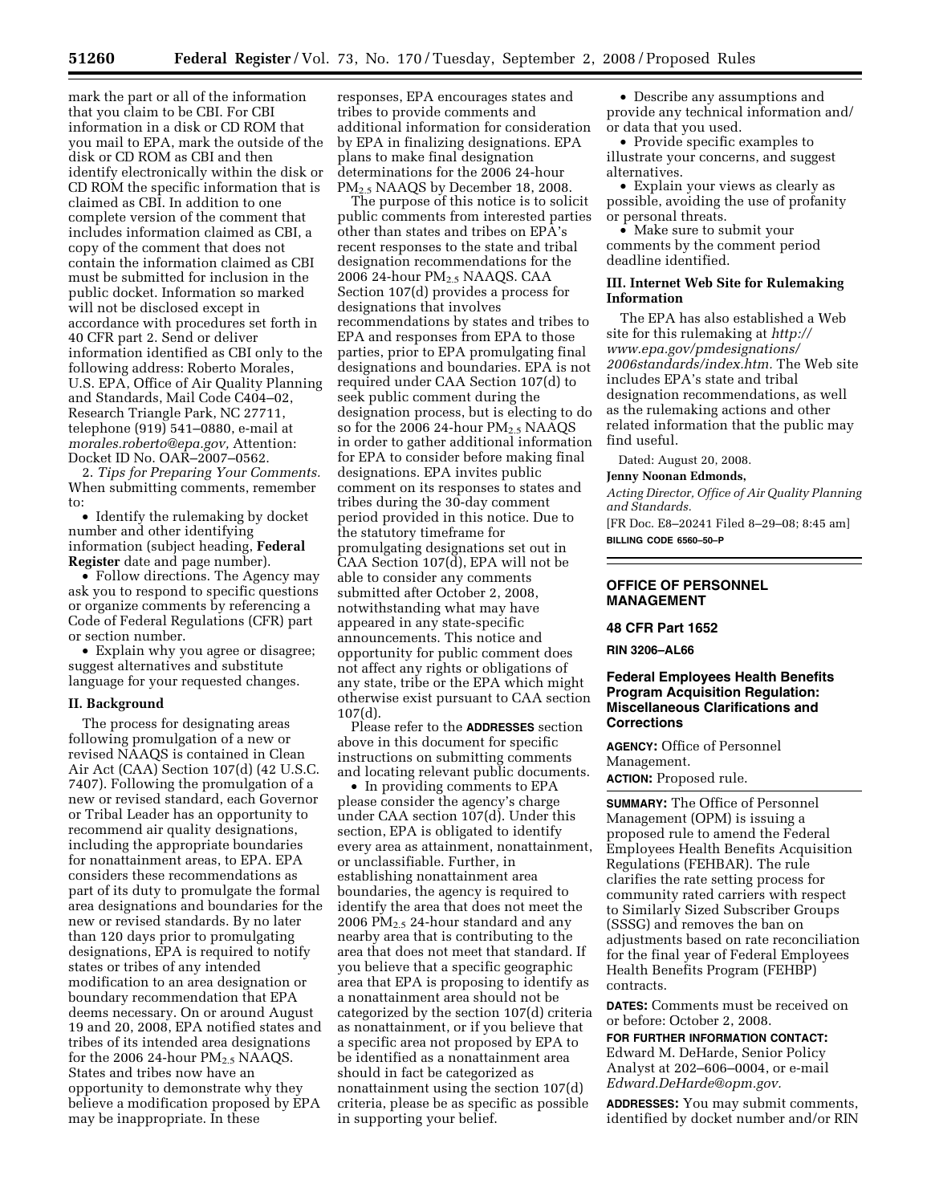mark the part or all of the information that you claim to be CBI. For CBI information in a disk or CD ROM that you mail to EPA, mark the outside of the disk or CD ROM as CBI and then identify electronically within the disk or CD ROM the specific information that is claimed as CBI. In addition to one complete version of the comment that includes information claimed as CBI, a copy of the comment that does not contain the information claimed as CBI must be submitted for inclusion in the public docket. Information so marked will not be disclosed except in accordance with procedures set forth in 40 CFR part 2. Send or deliver information identified as CBI only to the following address: Roberto Morales, U.S. EPA, Office of Air Quality Planning and Standards, Mail Code C404–02, Research Triangle Park, NC 27711, telephone (919) 541–0880, e-mail at *morales.roberto@epa.gov,* Attention: Docket ID No. OAR–2007–0562.

2. *Tips for Preparing Your Comments.* When submitting comments, remember to:

- Identify the rulemaking by docket number and other identifying information (subject heading, **Federal Register** date and page number).
- Follow directions. The Agency may ask you to respond to specific questions or organize comments by referencing a Code of Federal Regulations (CFR) part or section number.
- Explain why you agree or disagree; suggest alternatives and substitute language for your requested changes.

### II. Background

The process for designating areas following promulgation of a new or revised NAAQS is contained in Clean Air Act (CAA) Section 107(d) (42 U.S.C. 7407). Following the promulgation of a new or revised standard, each Governor or Tribal Leader has an opportunity to recommend air quality designations, including the appropriate boundaries for nonattainment areas, to EPA. EPA considers these recommendations as part of its duty to promulgate the formal area designations and boundaries for the new or revised standards. By no later than 120 days prior to promulgating designations, EPA is required to notify states or tribes of any intended modification to an area designation or boundary recommendation that EPA deems necessary. On or around August 19 and 20, 2008, EPA notified states and tribes of its intended area designations for the 2006 24-hour $PM_{2.5}$ NAAQS. States and tribes now have an opportunity to demonstrate why they believe a modification proposed by EPA may be inappropriate. In these responses, EPA encourages states and tribes to provide comments and additional information for consideration by EPA in finalizing designations. EPA plans to make final designation determinations for the 2006 24-hour $PM_{2.5}$ NAAQS by December 18, 2008.

The purpose of this notice is to solicit public comments from interested parties other than states and tribes on EPA's recent responses to the state and tribal designation recommendations for the 2006 24-hour $PM_{2.5}$ NAAQS. CAA Section 107(d) provides a process for designations that involves recommendations by states and tribes to EPA and responses from EPA to those parties, prior to EPA promulgating final designations and boundaries. EPA is not required under CAA Section 107(d) to seek public comment during the designation process, but is electing to do so for the 2006 24-hour $PM_{2.5}$ NAAQS in order to gather additional information for EPA to consider before making final designations. EPA invites public comment on its responses to states and tribes during the 30-day comment period provided in this notice. Due to the statutory timeframe for promulgating designations set out in CAA Section 107(d), EPA will not be able to consider any comments submitted after October 2, 2008, notwithstanding what may have appeared in any state-specific announcements. This notice and opportunity for public comment does not affect any rights or obligations of any state, tribe or the EPA which might otherwise exist pursuant to CAA section 107(d).

Please refer to the **ADDRESSES** section above in this document for specific instructions on submitting comments and locating relevant public documents.

- In providing comments to EPA please consider the agency's charge under CAA section 107(d). Under this section, EPA is obligated to identify every area as attainment, nonattainment, or unclassifiable. Further, in establishing nonattainment area boundaries, the agency is required to identify the area that does not meet the 2006 $PM_{2.5}$ 24-hour standard and any nearby area that is contributing to the area that does not meet that standard. If you believe that a specific geographic area that EPA is proposing to identify as a nonattainment area should not be categorized by the section 107(d) criteria as nonattainment, or if you believe that a specific area not proposed by EPA to be identified as a nonattainment area should in fact be categorized as nonattainment using the section 107(d) criteria, please be as specific as possible in supporting your belief.
- Describe any assumptions and provide any technical information and/or data that you used.
- Provide specific examples to illustrate your concerns, and suggest alternatives.
- Explain your views as clearly as possible, avoiding the use of profanity or personal threats.
- Make sure to submit your comments by the comment period deadline identified.

### III. Internet Web Site for Rulemaking Information

The EPA has also established a Web site for this rulemaking at *http://www.epa.gov/pmdesignations/2006standards/index.htm.* The Web site includes EPA's state and tribal designation recommendations, as well as the rulemaking actions and other related information that the public may find useful.

Dated: August 20, 2008.

**Jenny Noonan Edmonds,**

*Acting Director, Office of Air Quality Planning and Standards.*

[FR Doc. E8–20241 Filed 8–29–08; 8:45 am]

**BILLING CODE 6560–50–P**

---

## OFFICE OF PERSONNEL MANAGEMENT

### 48 CFR Part 1652

**RIN 3206–AL66**

### Federal Employees Health Benefits Program Acquisition Regulation: Miscellaneous Clarifications and Corrections

**AGENCY:** Office of Personnel Management.

**ACTION:** Proposed rule.

**SUMMARY:** The Office of Personnel Management (OPM) is issuing a proposed rule to amend the Federal Employees Health Benefits Acquisition Regulations (FEHBAR). The rule clarifies the rate setting process for community rated carriers with respect to Similarly Sized Subscriber Groups (SSSG) and removes the ban on adjustments based on rate reconciliation for the final year of Federal Employees Health Benefits Program (FEHBP) contracts.

**DATES:** Comments must be received on or before: October 2, 2008.

**FOR FURTHER INFORMATION CONTACT:** Edward M. DeHarde, Senior Policy Analyst at 202–606–0004, or e-mail *Edward.DeHarde@opm.gov*.

**ADDRESSES:** You may submit comments, identified by docket number and/or RIN